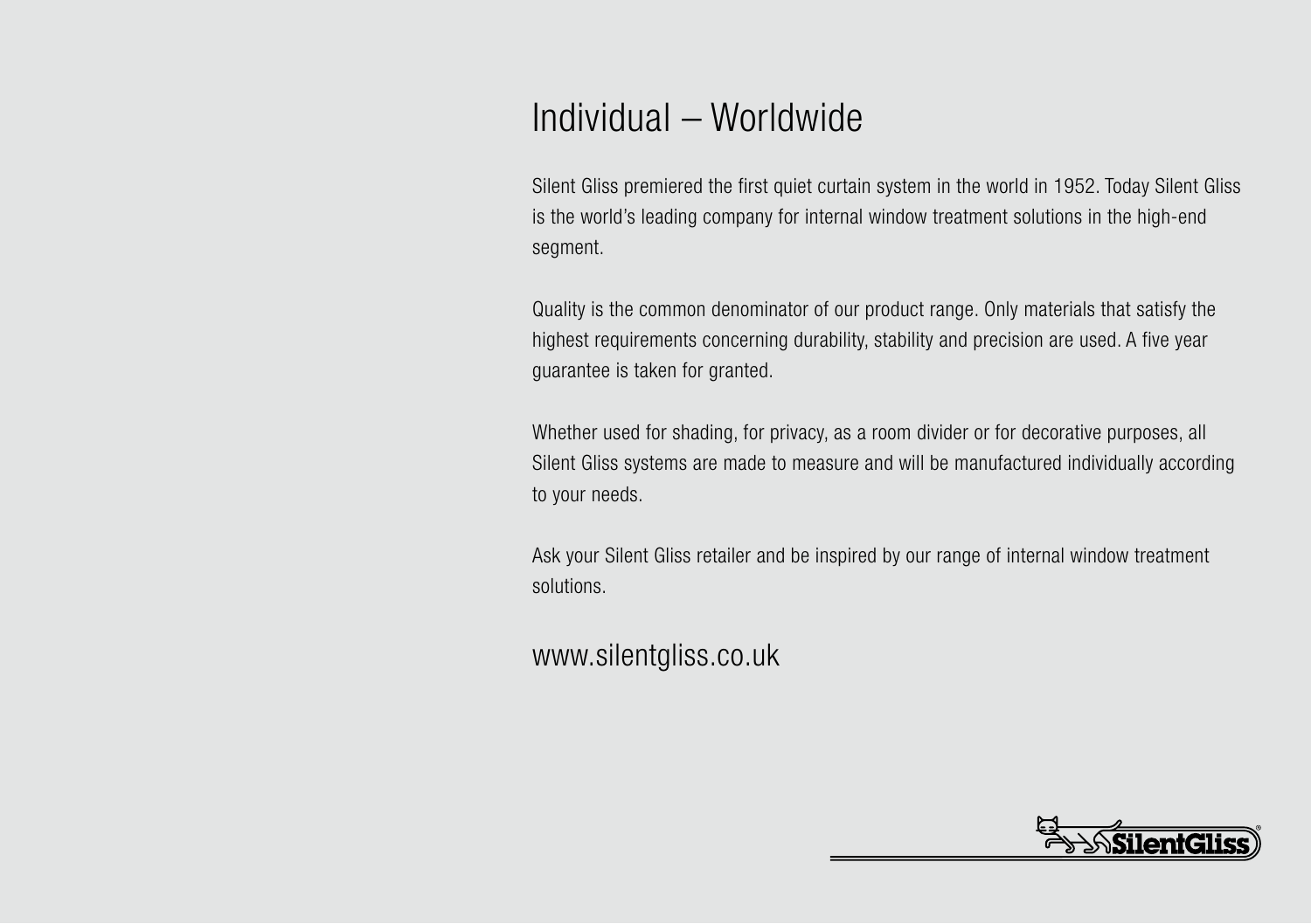# Individual – Worldwide

Silent Gliss premiered the first quiet curtain system in the world in 1952. Today Silent Gliss is the world's leading company for internal window treatment solutions in the high-end segment.

Quality is the common denominator of our product range. Only materials that satisfy the highest requirements concerning durability, stability and precision are used. A five year guarantee is taken for granted.

Whether used for shading, for privacy, as a room divider or for decorative purposes, all Silent Gliss systems are made to measure and will be manufactured individually according to your needs.

Ask your Silent Gliss retailer and be inspired by our range of internal window treatment solutions.

www.silentgliss.co.uk

SilentGliss®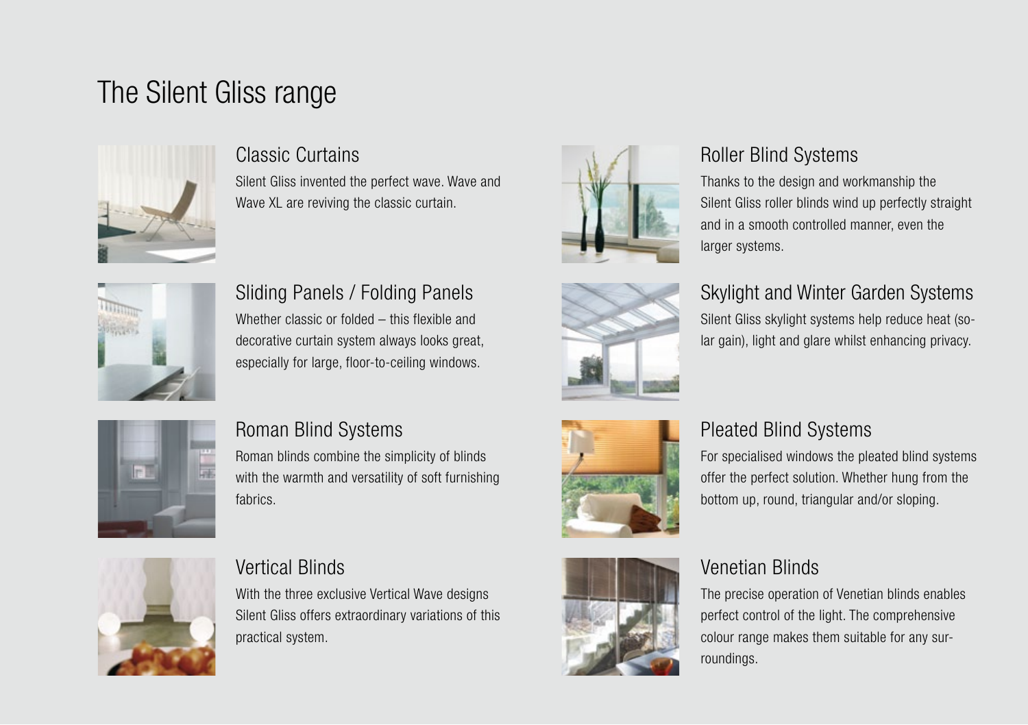# The Silent Gliss range

## Classic Curtains

Silent Gliss invented the perfect wave. Wave and Wave XL are reviving the classic curtain.

## Sliding Panels / Folding Panels

Whether classic or folded – this flexible and decorative curtain system always looks great, especially for large, floor-to-ceiling windows.

## Roman Blind Systems

Roman blinds combine the simplicity of blinds with the warmth and versatility of soft furnishing fabrics.

## Vertical Blinds

With the three exclusive Vertical Wave designs Silent Gliss offers extraordinary variations of this practical system.

## Roller Blind Systems

Thanks to the design and workmanship the Silent Gliss roller blinds wind up perfectly straight and in a smooth controlled manner, even the larger systems.

## Skylight and Winter Garden Systems

Silent Gliss skylight systems help reduce heat (solar gain), light and glare whilst enhancing privacy.

## Pleated Blind Systems

For specialised windows the pleated blind systems offer the perfect solution. Whether hung from the bottom up, round, triangular and/or sloping.

## Venetian Blinds

The precise operation of Venetian blinds enables perfect control of the light. The comprehensive colour range makes them suitable for any surroundings.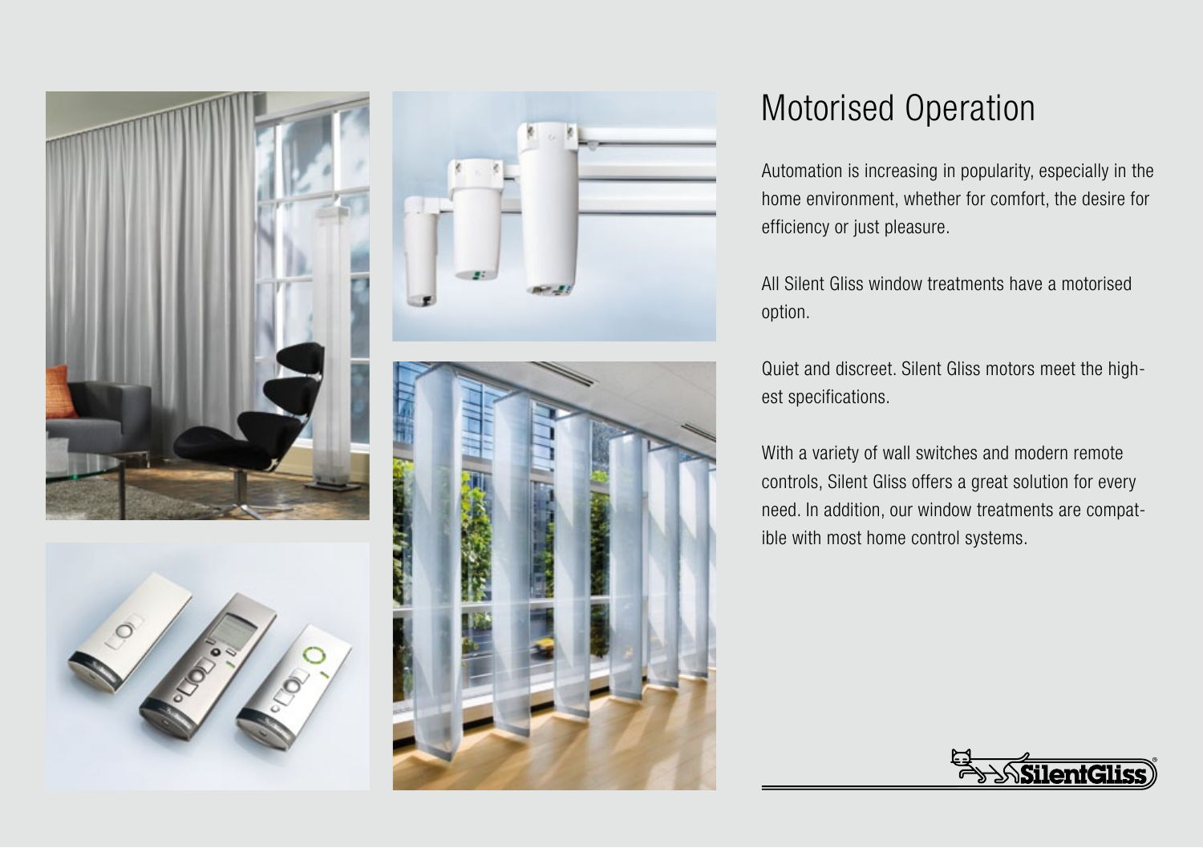# Motorised Operation

Automation is increasing in popularity, especially in the home environment, whether for comfort, the desire for efficiency or just pleasure.

All Silent Gliss window treatments have a motorised option.

Quiet and discreet. Silent Gliss motors meet the highest specifications.

With a variety of wall switches and modern remote controls, Silent Gliss offers a great solution for every need. In addition, our window treatments are compatible with most home control systems.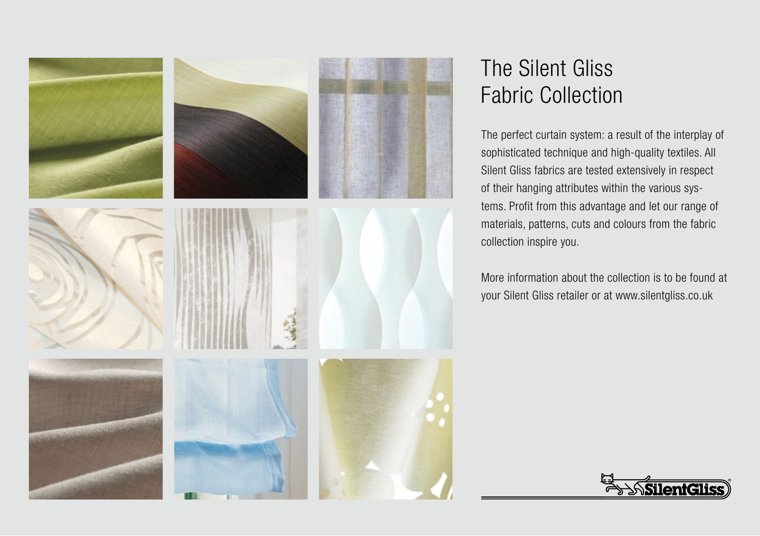# The Silent Gliss Fabric Collection

The perfect curtain system: a result of the interplay of sophisticated technique and high-quality textiles. All Silent Gliss fabrics are tested extensively in respect of their hanging attributes within the various systems. Profit from this advantage and let our range of materials, patterns, cuts and colours from the fabric collection inspire you.

More information about the collection is to be found at your Silent Gliss retailer or at www.silentgliss.co.uk

SilentGliss®